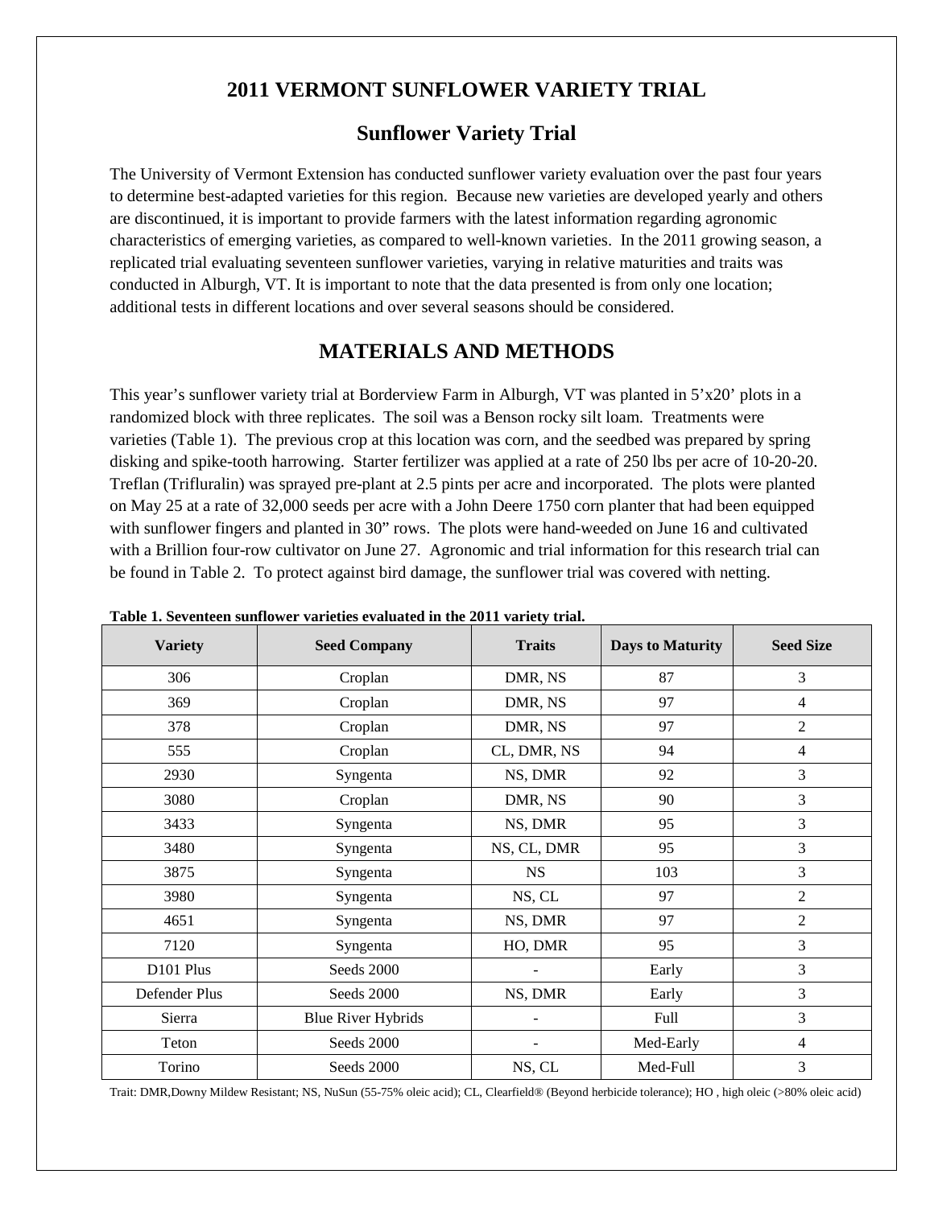# 2011 VERMONT SUNFLOWER VARIETY TRIAL

## Sunflower Variety Trial

The University of Vermont Extension has conducted sunflower variety evaluation over the past four years to determine best-adapted varieties for this region. Because new varieties are developed yearly and others are discontinued, it is important to provide farmers with the latest information regarding agronomic characteristics of emerging varieties, as compared to well-known varieties. In the 2011 growing season, a replicated trial evaluating seventeen sunflower varieties, varying in relative maturities and traits was conducted in Alburgh, VT. It is important to note that the data presented is from only one location; additional tests in different locations and over several seasons should be considered.

## MATERIALS AND METHODS

This year's sunflower variety trial at Borderview Farm in Alburgh, VT was planted in 5'x20' plots in a randomized block with three replicates. The soil was a Benson rocky silt loam. Treatments were varieties (Table 1). The previous crop at this location was corn, and the seedbed was prepared by spring disking and spike-tooth harrowing. Starter fertilizer was applied at a rate of 250 lbs per acre of 10-20-20. Treflan (Trifluralin) was sprayed pre-plant at 2.5 pints per acre and incorporated. The plots were planted on May 25 at a rate of 32,000 seeds per acre with a John Deere 1750 corn planter that had been equipped with sunflower fingers and planted in 30" rows. The plots were hand-weeded on June 16 and cultivated with a Brillion four-row cultivator on June 27. Agronomic and trial information for this research trial can be found in Table 2. To protect against bird damage, the sunflower trial was covered with netting.

**Table 1. Seventeen sunflower varieties evaluated in the 2011 variety trial.**

| Variety | Seed Company | Traits | Days to Maturity | Seed Size |
|---|---|---|---|---|
| 306 | Croplan | DMR, NS | 87 | 3 |
| 369 | Croplan | DMR, NS | 97 | 4 |
| 378 | Croplan | DMR, NS | 97 | 2 |
| 555 | Croplan | CL, DMR, NS | 94 | 4 |
| 2930 | Syngenta | NS, DMR | 92 | 3 |
| 3080 | Croplan | DMR, NS | 90 | 3 |
| 3433 | Syngenta | NS, DMR | 95 | 3 |
| 3480 | Syngenta | NS, CL, DMR | 95 | 3 |
| 3875 | Syngenta | NS | 103 | 3 |
| 3980 | Syngenta | NS, CL | 97 | 2 |
| 4651 | Syngenta | NS, DMR | 97 | 2 |
| 7120 | Syngenta | HO, DMR | 95 | 3 |
| D101 Plus | Seeds 2000 | - | Early | 3 |
| Defender Plus | Seeds 2000 | NS, DMR | Early | 3 |
| Sierra | Blue River Hybrids | - | Full | 3 |
| Teton | Seeds 2000 | - | Med-Early | 4 |
| Torino | Seeds 2000 | NS, CL | Med-Full | 3 |

Trait: DMR,Downy Mildew Resistant; NS, NuSun (55-75% oleic acid); CL, Clearfield® (Beyond herbicide tolerance); HO , high oleic (>80% oleic acid)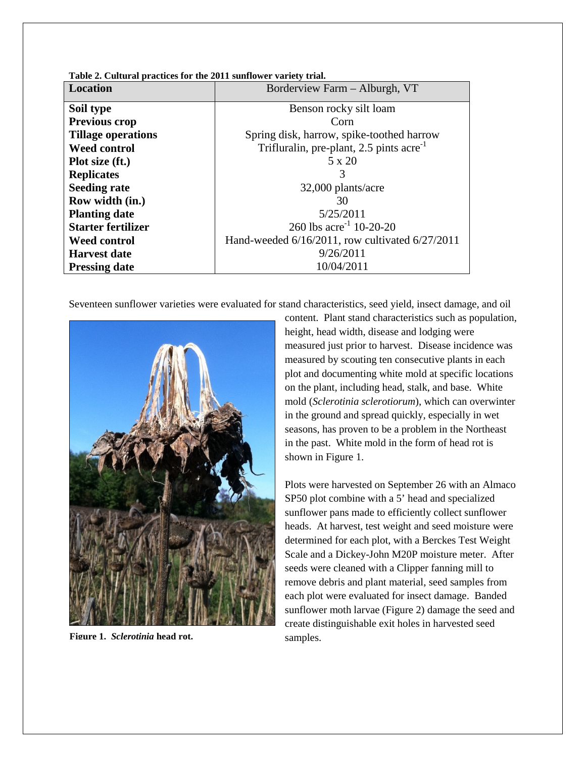**Table 2. Cultural practices for the 2011 sunflower variety trial.**

| Location | Borderview Farm – Alburgh, VT |
|---|---|
| **Soil type** | Benson rocky silt loam |
| **Previous crop** | Corn |
| **Tillage operations** | Spring disk, harrow, spike-toothed harrow |
| **Weed control** | Trifluralin, pre-plant, 2.5 pints $acre^{-1}$ |
| **Plot size (ft.)** | 5 x 20 |
| **Replicates** | 3 |
| **Seeding rate** | 32,000 plants/acre |
| **Row width (in.)** | 30 |
| **Planting date** | 5/25/2011 |
| **Starter fertilizer** | 260 lbs $acre^{-1}$ 10-20-20 |
| **Weed control** | Hand-weeded 6/16/2011, row cultivated 6/27/2011 |
| **Harvest date** | 9/26/2011 |
| **Pressing date** | 10/04/2011 |

Seventeen sunflower varieties were evaluated for stand characteristics, seed yield, insect damage, and oil content. Plant stand characteristics such as population, height, head width, disease and lodging were measured just prior to harvest. Disease incidence was measured by scouting ten consecutive plants in each plot and documenting white mold at specific locations on the plant, including head, stalk, and base. White mold (*Sclerotinia sclerotiorum*), which can overwinter in the ground and spread quickly, especially in wet seasons, has proven to be a problem in the Northeast in the past. White mold in the form of head rot is shown in Figure 1.

**Figure 1.** ***Sclerotinia*** **head rot.**

Plots were harvested on September 26 with an Almaco SP50 plot combine with a 5' head and specialized sunflower pans made to efficiently collect sunflower heads. At harvest, test weight and seed moisture were determined for each plot, with a Berckes Test Weight Scale and a Dickey-John M20P moisture meter. After seeds were cleaned with a Clipper fanning mill to remove debris and plant material, seed samples from each plot were evaluated for insect damage. Banded sunflower moth larvae (Figure 2) damage the seed and create distinguishable exit holes in harvested seed samples.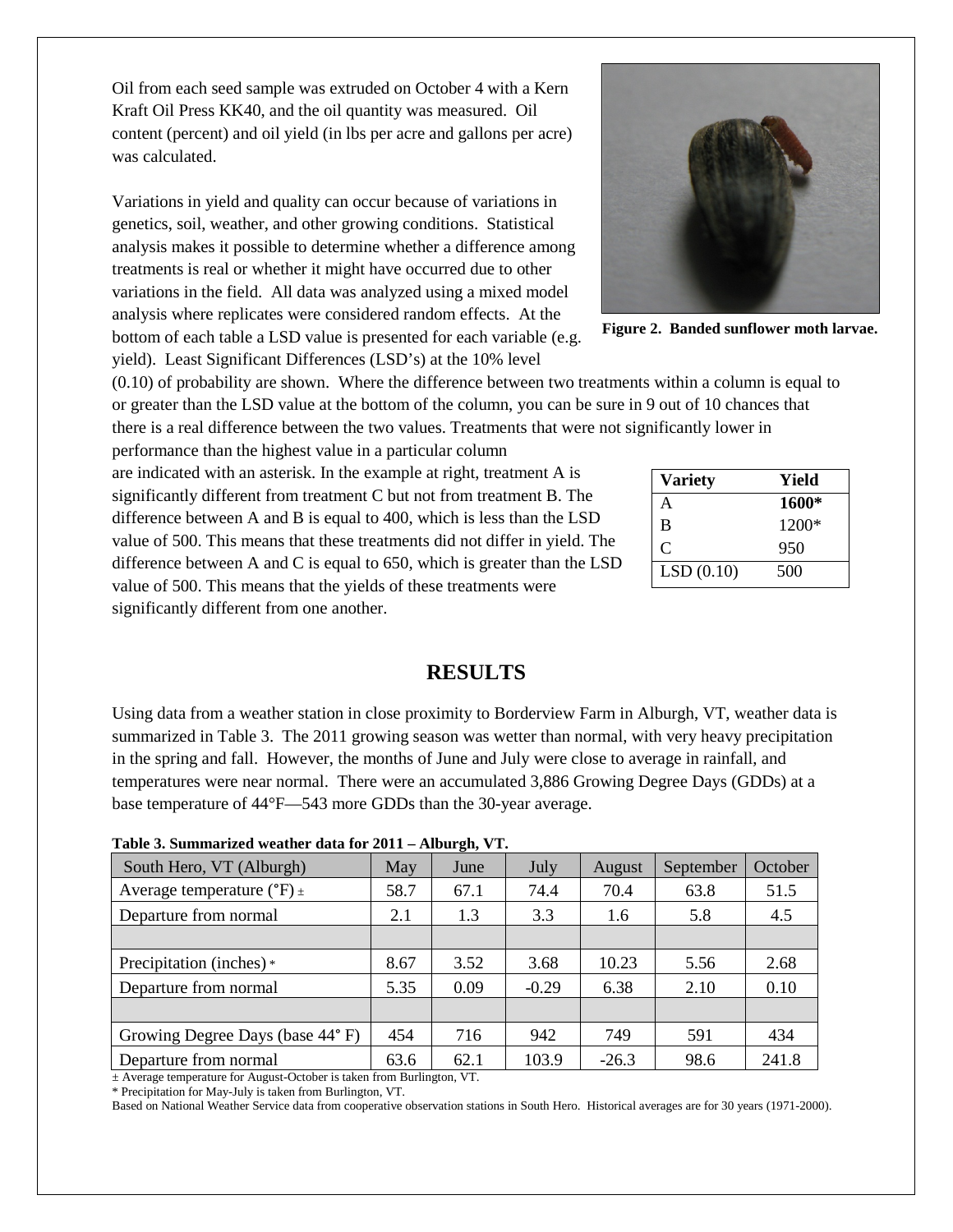Oil from each seed sample was extruded on October 4 with a Kern Kraft Oil Press KK40, and the oil quantity was measured. Oil content (percent) and oil yield (in lbs per acre and gallons per acre) was calculated.

Variations in yield and quality can occur because of variations in genetics, soil, weather, and other growing conditions. Statistical analysis makes it possible to determine whether a difference among treatments is real or whether it might have occurred due to other variations in the field. All data was analyzed using a mixed model analysis where replicates were considered random effects. At the bottom of each table a LSD value is presented for each variable (e.g. yield). Least Significant Differences (LSD's) at the 10% level (0.10) of probability are shown. Where the difference between two treatments within a column is equal to or greater than the LSD value at the bottom of the column, you can be sure in 9 out of 10 chances that there is a real difference between the two values. Treatments that were not significantly lower in performance than the highest value in a particular column are indicated with an asterisk. In the example at right, treatment A is significantly different from treatment C but not from treatment B. The difference between A and B is equal to 400, which is less than the LSD value of 500. This means that these treatments did not differ in yield. The difference between A and C is equal to 650, which is greater than the LSD value of 500. This means that the yields of these treatments were significantly different from one another.

**Figure 2. Banded sunflower moth larvae.**

| Variety | Yield |
|---|---|
| A | **1600*** |
| B | 1200* |
| C | 950 |
| LSD (0.10) | 500 |

## RESULTS

Using data from a weather station in close proximity to Borderview Farm in Alburgh, VT, weather data is summarized in Table 3. The 2011 growing season was wetter than normal, with very heavy precipitation in the spring and fall. However, the months of June and July were close to average in rainfall, and temperatures were near normal. There were an accumulated 3,886 Growing Degree Days (GDDs) at a base temperature of 44°F—543 more GDDs than the 30-year average.

**Table 3. Summarized weather data for 2011 – Alburgh, VT.**

| South Hero, VT (Alburgh) | May | June | July | August | September | October |
|---|---|---|---|---|---|---|
| Average temperature (°F) ± | 58.7 | 67.1 | 74.4 | 70.4 | 63.8 | 51.5 |
| Departure from normal | 2.1 | 1.3 | 3.3 | 1.6 | 5.8 | 4.5 |
| | | | | | | |
| Precipitation (inches) * | 8.67 | 3.52 | 3.68 | 10.23 | 5.56 | 2.68 |
| Departure from normal | 5.35 | 0.09 | -0.29 | 6.38 | 2.10 | 0.10 |
| | | | | | | |
| Growing Degree Days (base 44° F) | 454 | 716 | 942 | 749 | 591 | 434 |
| Departure from normal | 63.6 | 62.1 | 103.9 | -26.3 | 98.6 | 241.8 |

± Average temperature for August-October is taken from Burlington, VT.
* Precipitation for May-July is taken from Burlington, VT.
Based on National Weather Service data from cooperative observation stations in South Hero. Historical averages are for 30 years (1971-2000).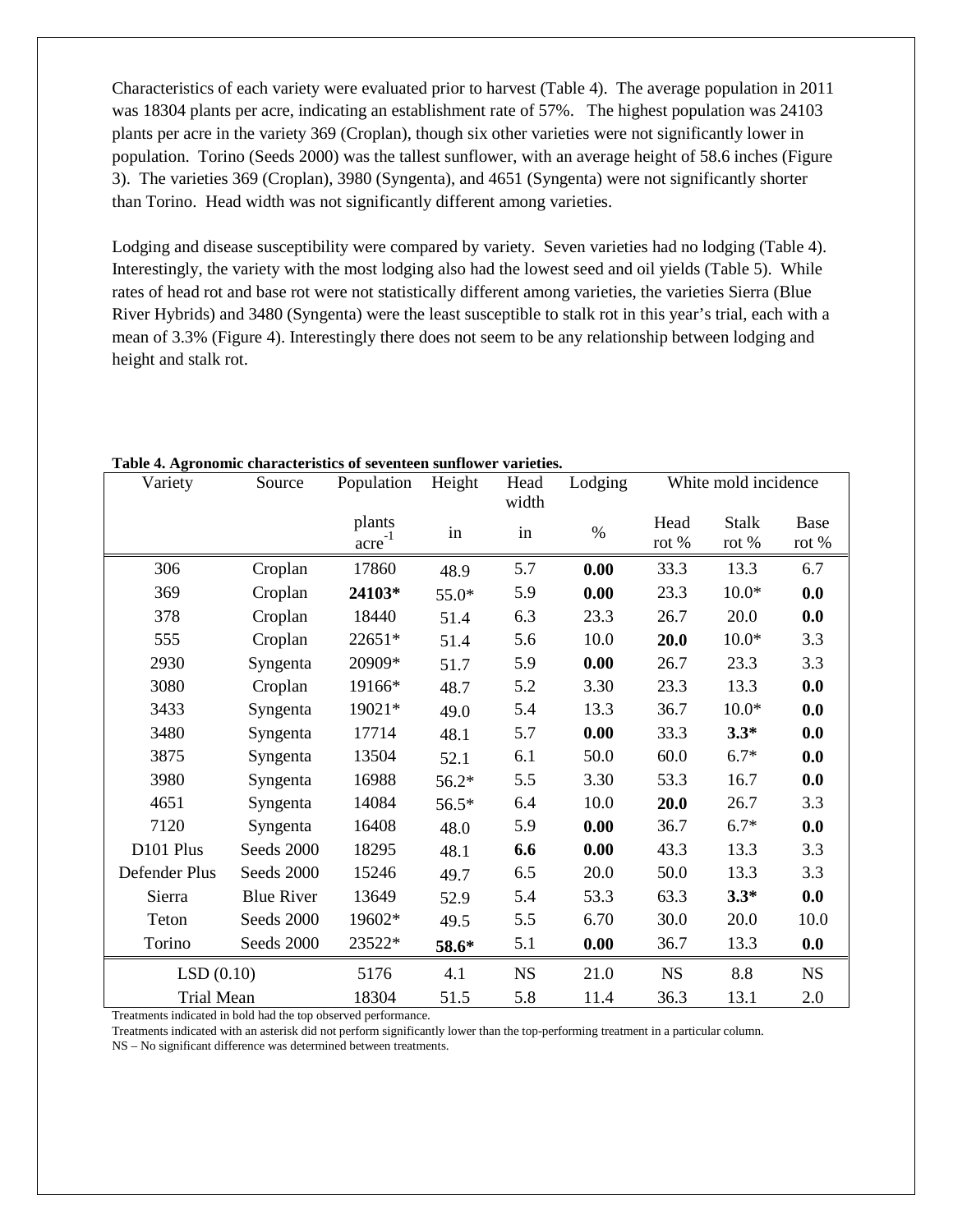Characteristics of each variety were evaluated prior to harvest (Table 4). The average population in 2011 was 18304 plants per acre, indicating an establishment rate of 57%. The highest population was 24103 plants per acre in the variety 369 (Croplan), though six other varieties were not significantly lower in population. Torino (Seeds 2000) was the tallest sunflower, with an average height of 58.6 inches (Figure 3). The varieties 369 (Croplan), 3980 (Syngenta), and 4651 (Syngenta) were not significantly shorter than Torino. Head width was not significantly different among varieties.

Lodging and disease susceptibility were compared by variety. Seven varieties had no lodging (Table 4). Interestingly, the variety with the most lodging also had the lowest seed and oil yields (Table 5). While rates of head rot and base rot were not statistically different among varieties, the varieties Sierra (Blue River Hybrids) and 3480 (Syngenta) were the least susceptible to stalk rot in this year's trial, each with a mean of 3.3% (Figure 4). Interestingly there does not seem to be any relationship between lodging and height and stalk rot.

**Table 4. Agronomic characteristics of seventeen sunflower varieties.**

| Variety | Source | Population | Height | Head width | Lodging | White mold incidence | | |
|---|---|---|---|---|---|---|---|---|
| | | plants $acre^{-1}$ | in | in | % | Head rot % | Stalk rot % | Base rot % |
| 306 | Croplan | 17860 | 48.9 | 5.7 | **0.00** | 33.3 | 13.3 | 6.7 |
| 369 | Croplan | **24103*** | 55.0* | 5.9 | **0.00** | 23.3 | 10.0* | **0.0** |
| 378 | Croplan | 18440 | 51.4 | 6.3 | 23.3 | 26.7 | 20.0 | **0.0** |
| 555 | Croplan | 22651* | 51.4 | 5.6 | 10.0 | **20.0** | 10.0* | 3.3 |
| 2930 | Syngenta | 20909* | 51.7 | 5.9 | **0.00** | 26.7 | 23.3 | 3.3 |
| 3080 | Croplan | 19166* | 48.7 | 5.2 | 3.30 | 23.3 | 13.3 | **0.0** |
| 3433 | Syngenta | 19021* | 49.0 | 5.4 | 13.3 | 36.7 | 10.0* | **0.0** |
| 3480 | Syngenta | 17714 | 48.1 | 5.7 | **0.00** | 33.3 | **3.3*** | **0.0** |
| 3875 | Syngenta | 13504 | 52.1 | 6.1 | 50.0 | 60.0 | 6.7* | **0.0** |
| 3980 | Syngenta | 16988 | 56.2* | 5.5 | 3.30 | 53.3 | 16.7 | **0.0** |
| 4651 | Syngenta | 14084 | 56.5* | 6.4 | 10.0 | **20.0** | 26.7 | 3.3 |
| 7120 | Syngenta | 16408 | 48.0 | 5.9 | **0.00** | 36.7 | 6.7* | **0.0** |
| D101 Plus | Seeds 2000 | 18295 | 48.1 | **6.6** | **0.00** | 43.3 | 13.3 | 3.3 |
| Defender Plus | Seeds 2000 | 15246 | 49.7 | 6.5 | 20.0 | 50.0 | 13.3 | 3.3 |
| Sierra | Blue River | 13649 | 52.9 | 5.4 | 53.3 | 63.3 | **3.3*** | **0.0** |
| Teton | Seeds 2000 | 19602* | 49.5 | 5.5 | 6.70 | 30.0 | 20.0 | 10.0 |
| Torino | Seeds 2000 | 23522* | **58.6*** | 5.1 | **0.00** | 36.7 | 13.3 | **0.0** |
| LSD (0.10) | | 5176 | 4.1 | NS | 21.0 | NS | 8.8 | NS |
| Trial Mean | | 18304 | 51.5 | 5.8 | 11.4 | 36.3 | 13.1 | 2.0 |

Treatments indicated in bold had the top observed performance.
Treatments indicated with an asterisk did not perform significantly lower than the top-performing treatment in a particular column.
NS – No significant difference was determined between treatments.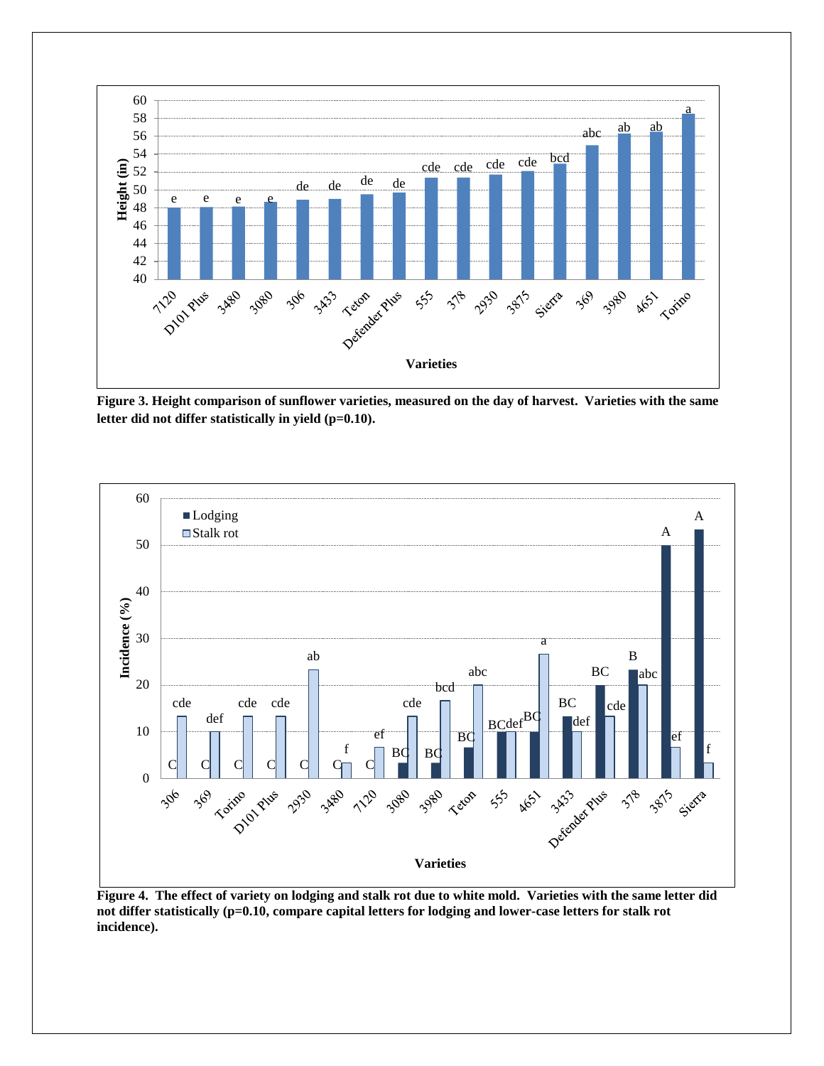**Figure 3. Height comparison of sunflower varieties, measured on the day of harvest. Varieties with the same letter did not differ statistically in yield (p=0.10).**

**Figure 4. The effect of variety on lodging and stalk rot due to white mold. Varieties with the same letter did not differ statistically (p=0.10, compare capital letters for lodging and lower-case letters for stalk rot incidence).**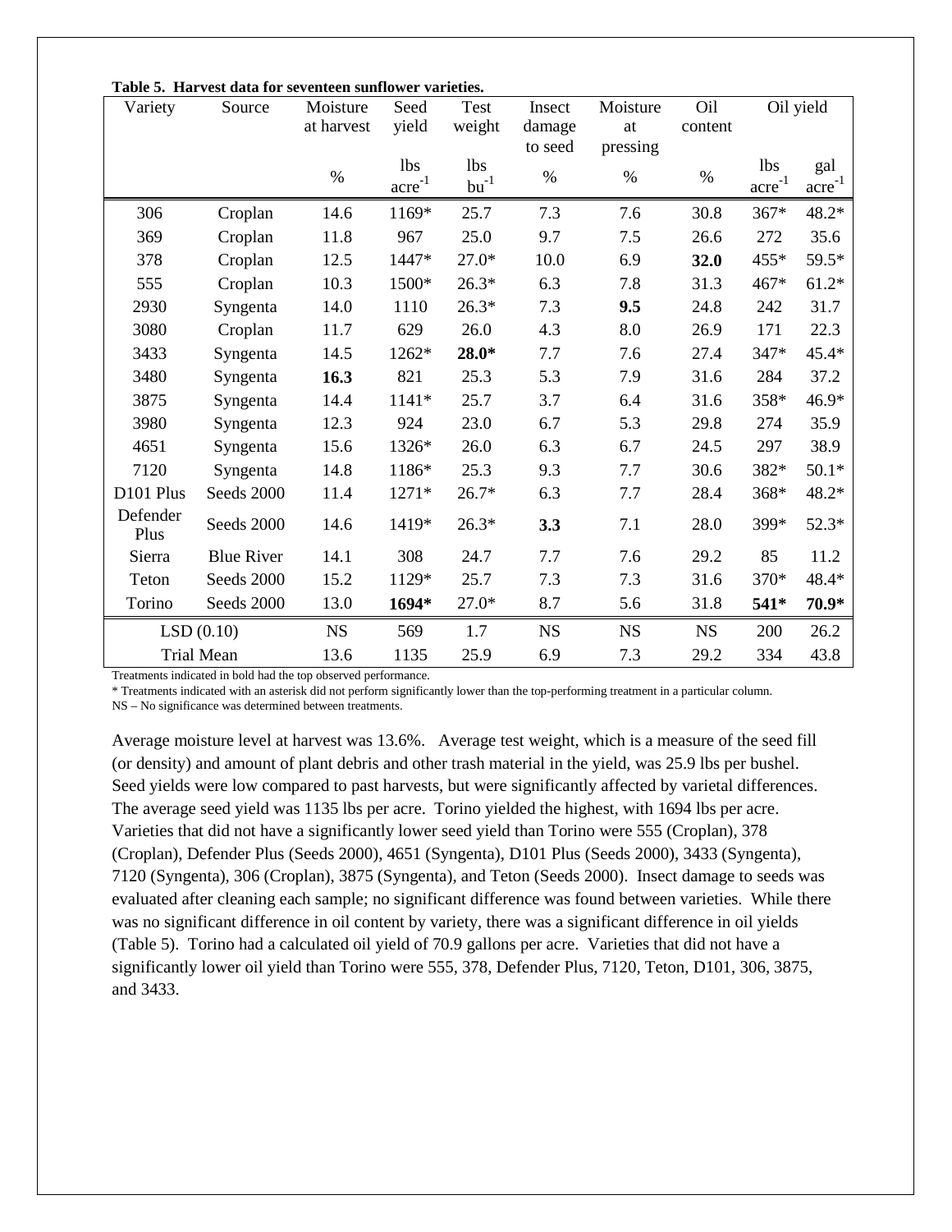**Table 5. Harvest data for seventeen sunflower varieties.**

| Variety | Source | Moisture at harvest | Seed yield | Test weight | Insect damage to seed | Moisture at pressing | Oil content | Oil yield | |
|---|---|---|---|---|---|---|---|---|---|
| | | % | lbs $acre^{-1}$ | lbs $bu^{-1}$ | % | % | % | lbs $acre^{-1}$ | gal $acre^{-1}$ |
| 306 | Croplan | 14.6 | 1169* | 25.7 | 7.3 | 7.6 | 30.8 | 367* | 48.2* |
| 369 | Croplan | 11.8 | 967 | 25.0 | 9.7 | 7.5 | 26.6 | 272 | 35.6 |
| 378 | Croplan | 12.5 | 1447* | 27.0* | 10.0 | 6.9 | **32.0** | 455* | 59.5* |
| 555 | Croplan | 10.3 | 1500* | 26.3* | 6.3 | 7.8 | 31.3 | 467* | 61.2* |
| 2930 | Syngenta | 14.0 | 1110 | 26.3* | 7.3 | **9.5** | 24.8 | 242 | 31.7 |
| 3080 | Croplan | 11.7 | 629 | 26.0 | 4.3 | 8.0 | 26.9 | 171 | 22.3 |
| 3433 | Syngenta | 14.5 | 1262* | **28.0*** | 7.7 | 7.6 | 27.4 | 347* | 45.4* |
| 3480 | Syngenta | **16.3** | 821 | 25.3 | 5.3 | 7.9 | 31.6 | 284 | 37.2 |
| 3875 | Syngenta | 14.4 | 1141* | 25.7 | 3.7 | 6.4 | 31.6 | 358* | 46.9* |
| 3980 | Syngenta | 12.3 | 924 | 23.0 | 6.7 | 5.3 | 29.8 | 274 | 35.9 |
| 4651 | Syngenta | 15.6 | 1326* | 26.0 | 6.3 | 6.7 | 24.5 | 297 | 38.9 |
| 7120 | Syngenta | 14.8 | 1186* | 25.3 | 9.3 | 7.7 | 30.6 | 382* | 50.1* |
| D101 Plus | Seeds 2000 | 11.4 | 1271* | 26.7* | 6.3 | 7.7 | 28.4 | 368* | 48.2* |
| Defender Plus | Seeds 2000 | 14.6 | 1419* | 26.3* | **3.3** | 7.1 | 28.0 | 399* | 52.3* |
| Sierra | Blue River | 14.1 | 308 | 24.7 | 7.7 | 7.6 | 29.2 | 85 | 11.2 |
| Teton | Seeds 2000 | 15.2 | 1129* | 25.7 | 7.3 | 7.3 | 31.6 | 370* | 48.4* |
| Torino | Seeds 2000 | 13.0 | **1694*** | 27.0* | 8.7 | 5.6 | 31.8 | **541*** | **70.9*** |
| LSD (0.10) | | NS | 569 | 1.7 | NS | NS | NS | 200 | 26.2 |
| Trial Mean | | 13.6 | 1135 | 25.9 | 6.9 | 7.3 | 29.2 | 334 | 43.8 |

Treatments indicated in bold had the top observed performance.
* Treatments indicated with an asterisk did not perform significantly lower than the top-performing treatment in a particular column.
NS – No significance was determined between treatments.

Average moisture level at harvest was 13.6%. Average test weight, which is a measure of the seed fill (or density) and amount of plant debris and other trash material in the yield, was 25.9 lbs per bushel. Seed yields were low compared to past harvests, but were significantly affected by varietal differences. The average seed yield was 1135 lbs per acre. Torino yielded the highest, with 1694 lbs per acre. Varieties that did not have a significantly lower seed yield than Torino were 555 (Croplan), 378 (Croplan), Defender Plus (Seeds 2000), 4651 (Syngenta), D101 Plus (Seeds 2000), 3433 (Syngenta), 7120 (Syngenta), 306 (Croplan), 3875 (Syngenta), and Teton (Seeds 2000). Insect damage to seeds was evaluated after cleaning each sample; no significant difference was found between varieties. While there was no significant difference in oil content by variety, there was a significant difference in oil yields (Table 5). Torino had a calculated oil yield of 70.9 gallons per acre. Varieties that did not have a significantly lower oil yield than Torino were 555, 378, Defender Plus, 7120, Teton, D101, 306, 3875, and 3433.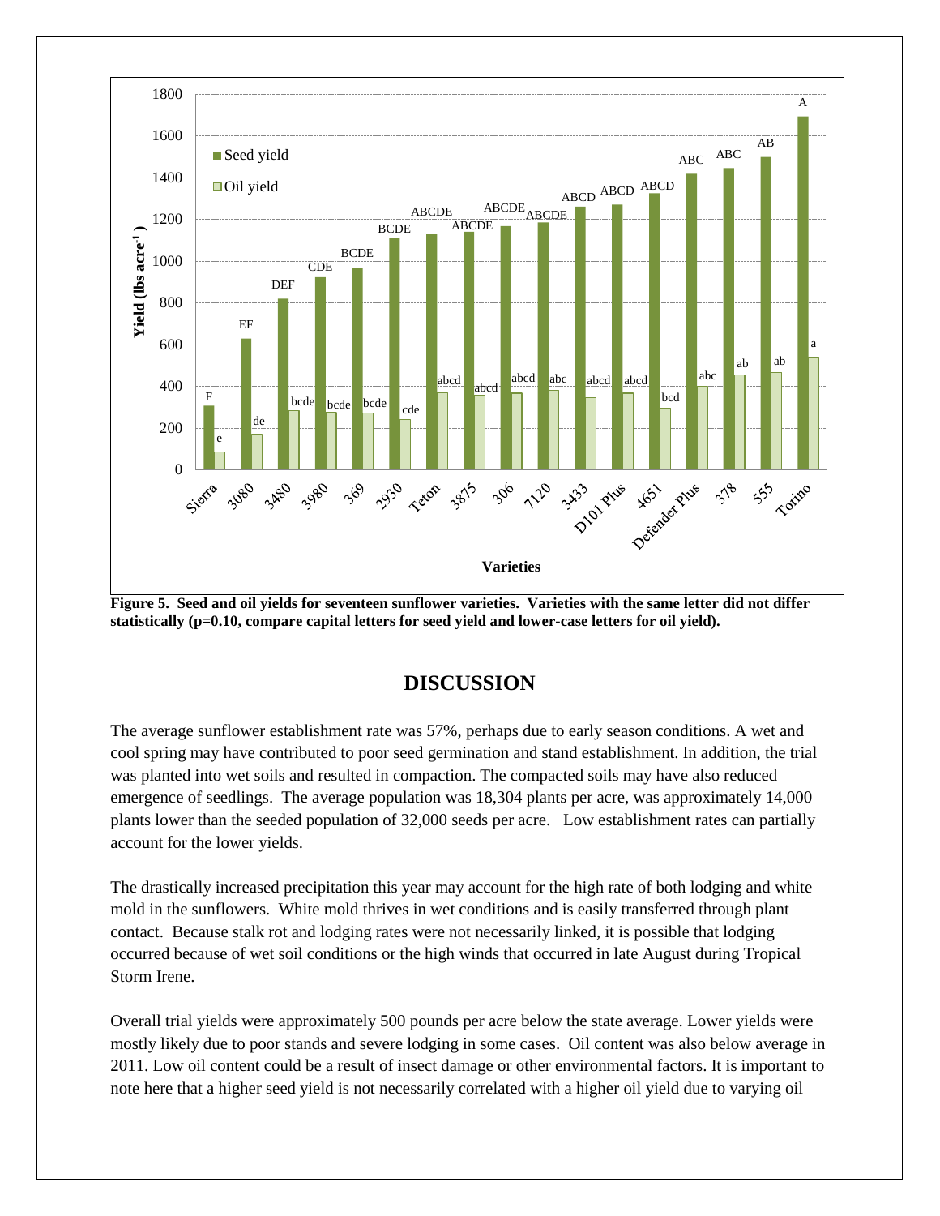**Figure 5. Seed and oil yields for seventeen sunflower varieties. Varieties with the same letter did not differ statistically (p=0.10, compare capital letters for seed yield and lower-case letters for oil yield).**

## DISCUSSION

The average sunflower establishment rate was 57%, perhaps due to early season conditions. A wet and cool spring may have contributed to poor seed germination and stand establishment. In addition, the trial was planted into wet soils and resulted in compaction. The compacted soils may have also reduced emergence of seedlings. The average population was 18,304 plants per acre, was approximately 14,000 plants lower than the seeded population of 32,000 seeds per acre. Low establishment rates can partially account for the lower yields.

The drastically increased precipitation this year may account for the high rate of both lodging and white mold in the sunflowers. White mold thrives in wet conditions and is easily transferred through plant contact. Because stalk rot and lodging rates were not necessarily linked, it is possible that lodging occurred because of wet soil conditions or the high winds that occurred in late August during Tropical Storm Irene.

Overall trial yields were approximately 500 pounds per acre below the state average. Lower yields were mostly likely due to poor stands and severe lodging in some cases. Oil content was also below average in 2011. Low oil content could be a result of insect damage or other environmental factors. It is important to note here that a higher seed yield is not necessarily correlated with a higher oil yield due to varying oil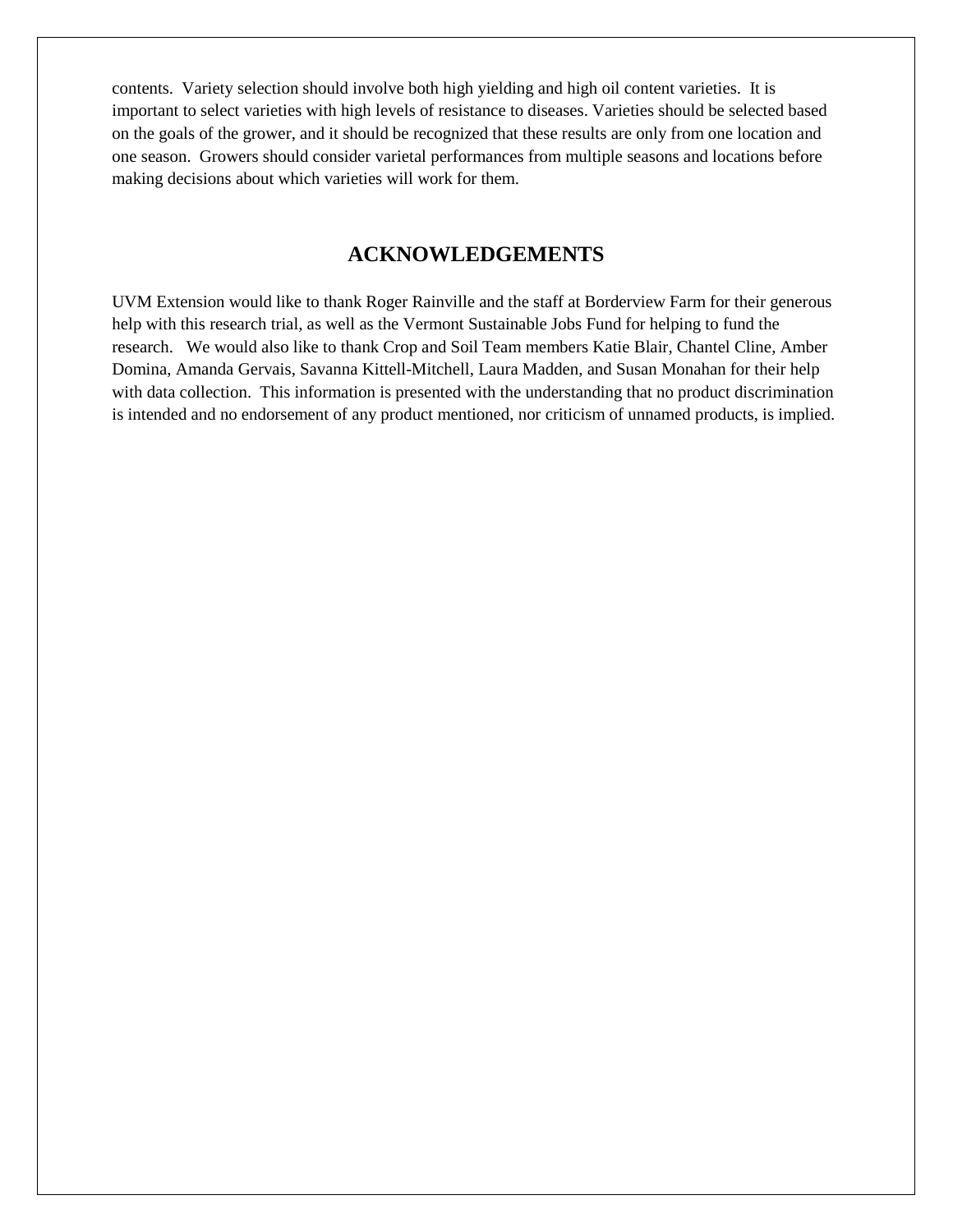contents. Variety selection should involve both high yielding and high oil content varieties. It is important to select varieties with high levels of resistance to diseases. Varieties should be selected based on the goals of the grower, and it should be recognized that these results are only from one location and one season. Growers should consider varietal performances from multiple seasons and locations before making decisions about which varieties will work for them.

## ACKNOWLEDGEMENTS

UVM Extension would like to thank Roger Rainville and the staff at Borderview Farm for their generous help with this research trial, as well as the Vermont Sustainable Jobs Fund for helping to fund the research. We would also like to thank Crop and Soil Team members Katie Blair, Chantel Cline, Amber Domina, Amanda Gervais, Savanna Kittell-Mitchell, Laura Madden, and Susan Monahan for their help with data collection. This information is presented with the understanding that no product discrimination is intended and no endorsement of any product mentioned, nor criticism of unnamed products, is implied.